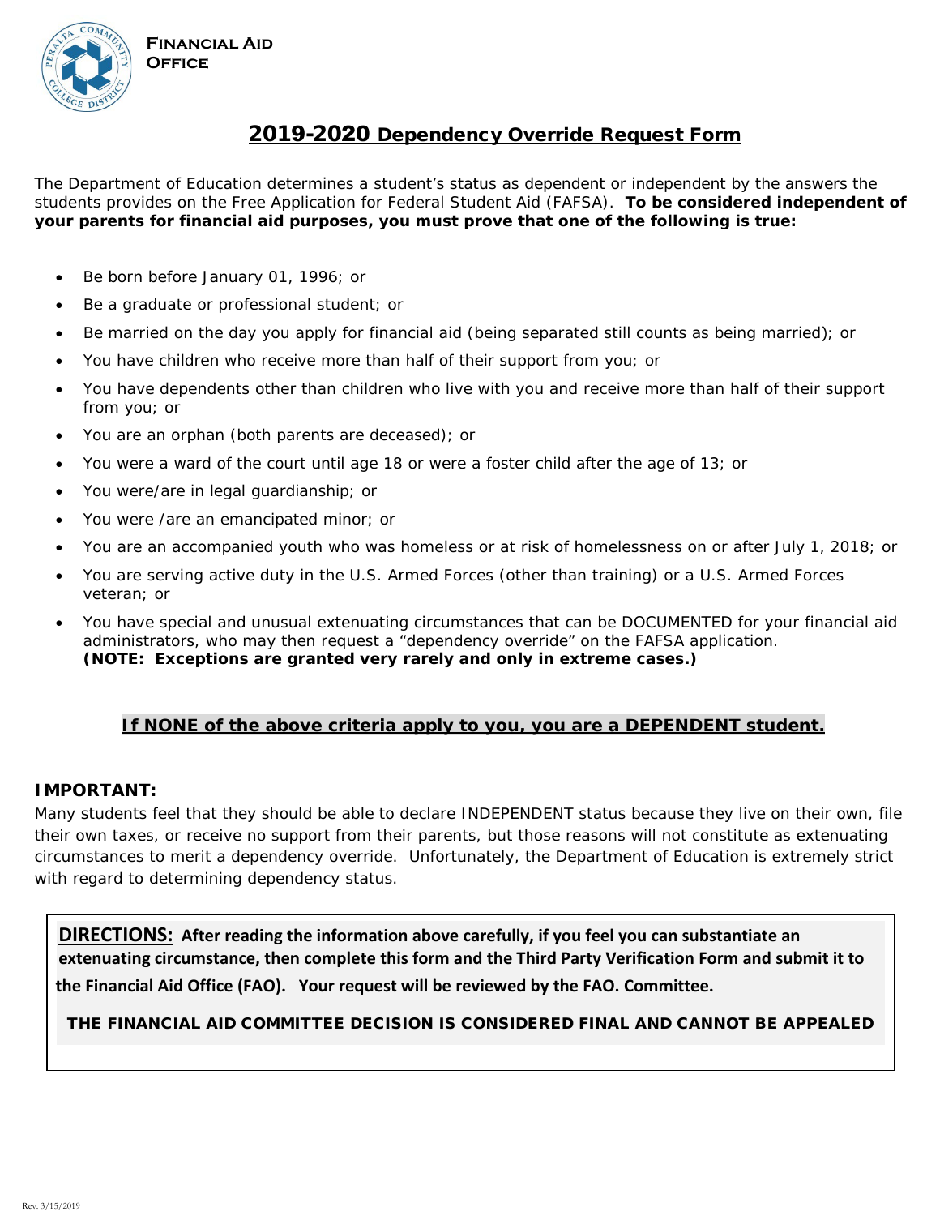**Financial Aid Office**

# 2019-2020 Dependency Override Request Form

The Department of Education determines a student's status as dependent or independent by the answers the students provides on the Free Application for Federal Student Aid (FAFSA). **To be considered independent of your parents for financial aid purposes, you must prove that one of the following is true:**

- Be born before January 01, 1996; or
- Be a graduate or professional student; or
- Be married on the day you apply for financial aid (being separated still counts as being married); or
- You have children who receive more than half of their support from you; or
- You have dependents other than children who live with you and receive more than half of their support from you; or
- You are an orphan (both parents are deceased); or
- You were a ward of the court until age 18 or were a foster child after the age of 13; or
- You were/are in legal guardianship; or
- You were /are an emancipated minor; or
- You are an accompanied youth who was homeless or at risk of homelessness on or after July 1, 2018; or
- You are serving active duty in the U.S. Armed Forces (other than training) or a U.S. Armed Forces veteran; or
- You have special and unusual extenuating circumstances that can be DOCUMENTED for your financial aid administrators, who may then request a "dependency override" on the FAFSA application. **(NOTE: Exceptions are granted very rarely and only in extreme cases.)**

**If NONE of the above criteria apply to you, you are a DEPENDENT student.**

**IMPORTANT:**

Many students feel that they should be able to declare INDEPENDENT status because they live on their own, file their own taxes, or receive no support from their parents, but those reasons will not constitute as extenuating circumstances to merit a dependency override. Unfortunately, the Department of Education is extremely strict with regard to determining dependency status.

**DIRECTIONS: After reading the information above carefully, if you feel you can substantiate an extenuating circumstance, then complete this form and the Third Party Verification Form and submit it to the Financial Aid Office (FAO). Your request will be reviewed by the FAO. Committee.**

**THE FINANCIAL AID COMMITTEE DECISION IS CONSIDERED FINAL AND CANNOT BE APPEALED**

Rev. 3/15/2019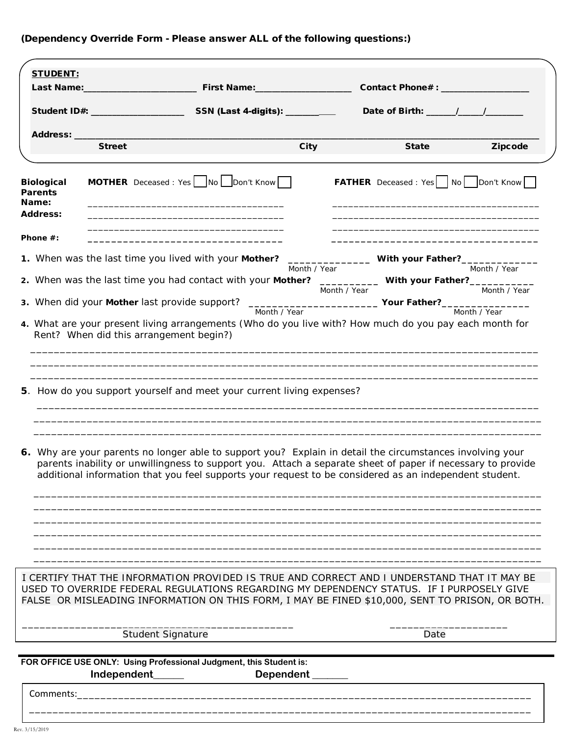**(Dependency Override Form - Please answer ALL of the following questions:)**

**STUDENT:**

**Last Name:**_______________________ **First Name:**___________________ **Contact Phone#:** _________________

**Student ID#:** ___________________ **SSN (Last 4-digits):** __________ **Date of Birth:** ______/_____/________

**Address:** ________________________________________________________________________________

Street City State Zipcode

| **Biological Parents** | **MOTHER** Deceased : Yes ☐ No ☐ Don't Know ☐ | **FATHER** Deceased : Yes ☐ No ☐ Don't Know ☐ |
|---|---|---|
| **Name:** | ____________________________________ | ____________________________________ |
| **Address:** | ____________________________________ | ____________________________________ |
| | ____________________________________ | ____________________________________ |
| **Phone #:** | ____________________________________ | ____________________________________ |

1. When was the last time you lived with your **Mother?** ______________ (Month / Year) With your Father?_____________ (Month / Year)
2. When was the last time you had contact with your **Mother?** __________ (Month / Year) With your Father?___________ (Month / Year)
3. When did your **Mother** last provide support? ______________________ (Month / Year) **Your Father?**_______________ (Month / Year)
4. What are your present living arrangements (Who do you live with? How much do you pay each month for Rent? When did this arrangement begin?)

___________________________________________________________________________________________

___________________________________________________________________________________________

___________________________________________________________________________________________

5. How do you support yourself and meet your current living expenses?

___________________________________________________________________________________________

___________________________________________________________________________________________

___________________________________________________________________________________________

6. Why are your parents no longer able to support you? Explain in detail the circumstances involving your parents inability or unwillingness to support you. Attach a separate sheet of paper if necessary to provide additional information that you feel supports your request to be considered as an independent student.

___________________________________________________________________________________________

___________________________________________________________________________________________

___________________________________________________________________________________________

___________________________________________________________________________________________

___________________________________________________________________________________________

___________________________________________________________________________________________

I CERTIFY THAT THE INFORMATION PROVIDED IS TRUE AND CORRECT AND I UNDERSTAND THAT IT MAY BE USED TO OVERRIDE FEDERAL REGULATIONS REGARDING MY DEPENDENCY STATUS. IF I PURPOSELY GIVE FALSE OR MISLEADING INFORMATION ON THIS FORM, I MAY BE FINED $10,000, SENT TO PRISON, OR BOTH.

_______________________________________________ ____________________

Student Signature Date

**FOR OFFICE USE ONLY: Using Professional Judgment, this Student is:**

**Independent**______ **Dependent** ______

Comments:_________________________________________________________________________________

___________________________________________________________________________________________

Rev. 3/15/2019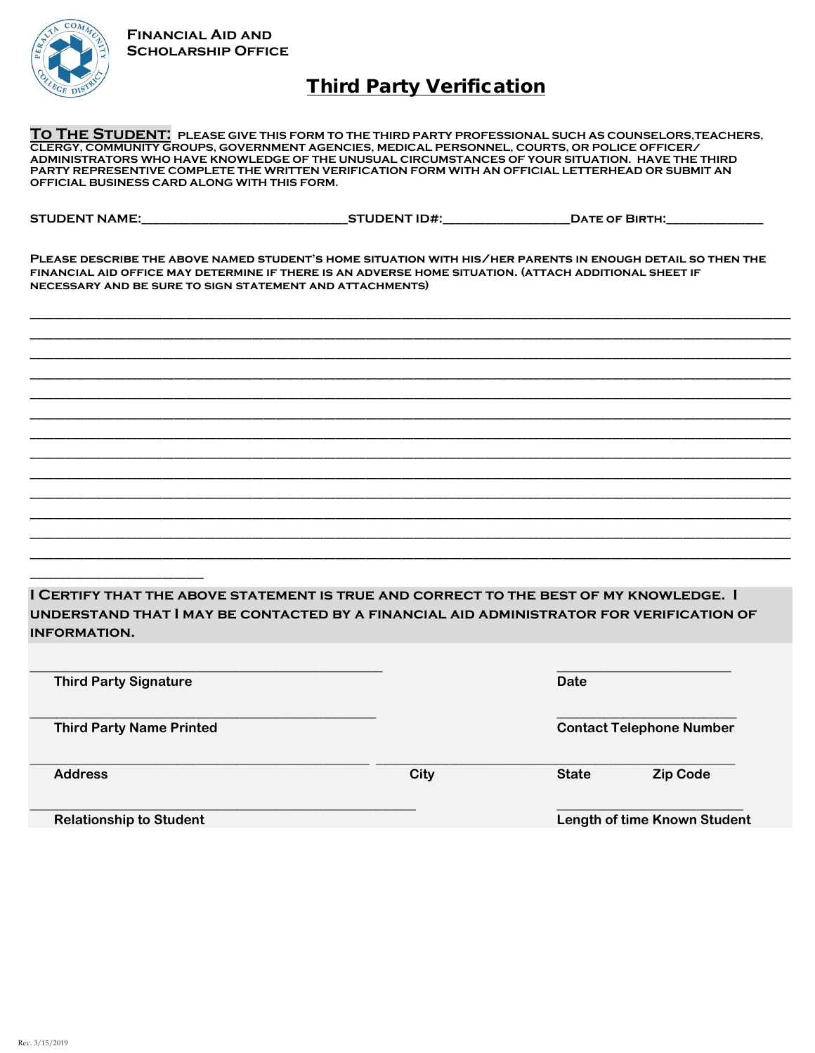**Financial Aid and Scholarship Office**

# Third Party Verification

**To The Student:** PLEASE GIVE THIS FORM TO THE THIRD PARTY PROFESSIONAL SUCH AS COUNSELORS,TEACHERS, CLERGY, COMMUNITY GROUPS, GOVERNMENT AGENCIES, MEDICAL PERSONNEL, COURTS, OR POLICE OFFICER/ ADMINISTRATORS WHO HAVE KNOWLEDGE OF THE UNUSUAL CIRCUMSTANCES OF YOUR SITUATION. HAVE THE THIRD PARTY REPRESENTIVE COMPLETE THE WRITTEN VERIFICATION FORM WITH AN OFFICIAL LETTERHEAD OR SUBMIT AN OFFICIAL BUSINESS CARD ALONG WITH THIS FORM.

STUDENT NAME:____________________________STUDENT ID#:_________________DATE OF BIRTH:_____________

PLEASE DESCRIBE THE ABOVE NAMED STUDENT'S HOME SITUATION WITH HIS/HER PARENTS IN ENOUGH DETAIL SO THEN THE FINANCIAL AID OFFICE MAY DETERMINE IF THERE IS AN ADVERSE HOME SITUATION. (ATTACH ADDITIONAL SHEET IF NECESSARY AND BE SURE TO SIGN STATEMENT AND ATTACHMENTS)

______________________________________________________________________________________________

______________________________________________________________________________________________

______________________________________________________________________________________________

______________________________________________________________________________________________

______________________________________________________________________________________________

______________________________________________________________________________________________

______________________________________________________________________________________________

______________________________________________________________________________________________

______________________________________________________________________________________________

______________________________________________________________________________________________

______________________________________________________________________________________________

______________________________________________________________________________________________

______________________________________________________________________________________________

______________________

**I CERTIFY THAT THE ABOVE STATEMENT IS TRUE AND CORRECT TO THE BEST OF MY KNOWLEDGE. I UNDERSTAND THAT I MAY BE CONTACTED BY A FINANCIAL AID ADMINISTRATOR FOR VERIFICATION OF INFORMATION.**

_____________________________________________ _______________________

**Third Party Signature** **Date**

_____________________________________________ _______________________

**Third Party Name Printed** **Contact Telephone Number**

_____________________________________________ ______________________________________________

**Address** **City** **State** **Zip Code**

_____________________________________________ _______________________

**Relationship to Student** **Length of time Known Student**

Rev. 3/15/2019